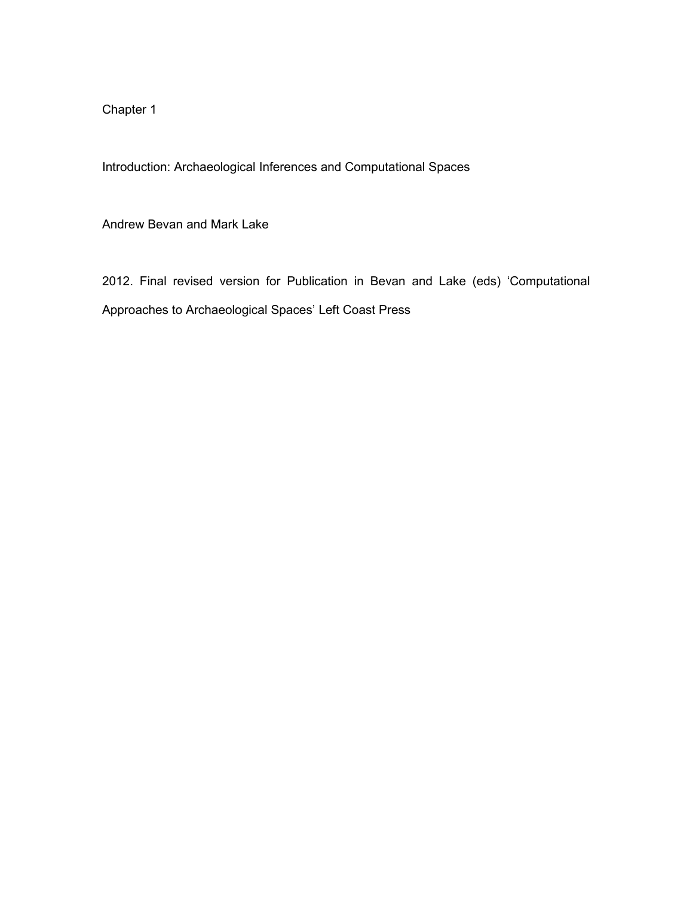Chapter 1

# Introduction: Archaeological Inferences and Computational Spaces

Andrew Bevan and Mark Lake

2012. Final revised version for Publication in Bevan and Lake (eds) 'Computational Approaches to Archaeological Spaces' Left Coast Press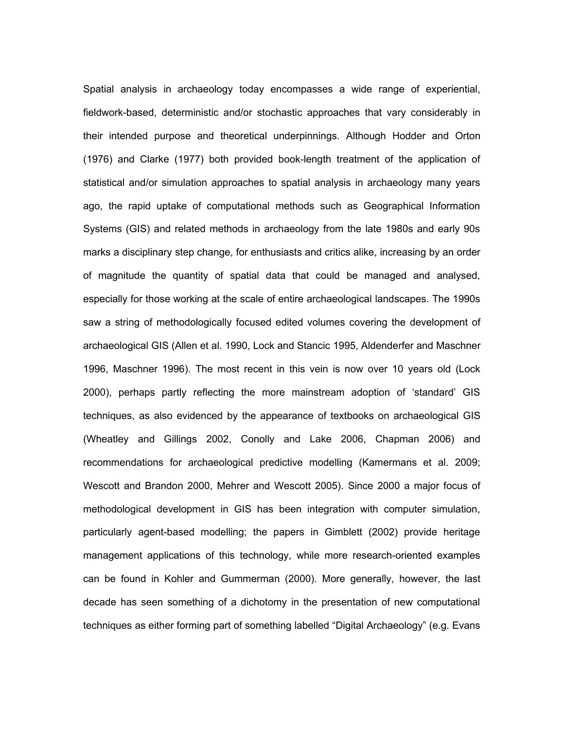Spatial analysis in archaeology today encompasses a wide range of experiential, fieldwork-based, deterministic and/or stochastic approaches that vary considerably in their intended purpose and theoretical underpinnings. Although Hodder and Orton (1976) and Clarke (1977) both provided book-length treatment of the application of statistical and/or simulation approaches to spatial analysis in archaeology many years ago, the rapid uptake of computational methods such as Geographical Information Systems (GIS) and related methods in archaeology from the late 1980s and early 90s marks a disciplinary step change, for enthusiasts and critics alike, increasing by an order of magnitude the quantity of spatial data that could be managed and analysed, especially for those working at the scale of entire archaeological landscapes. The 1990s saw a string of methodologically focused edited volumes covering the development of archaeological GIS (Allen et al. 1990, Lock and Stancic 1995, Aldenderfer and Maschner 1996, Maschner 1996). The most recent in this vein is now over 10 years old (Lock 2000), perhaps partly reflecting the more mainstream adoption of 'standard' GIS techniques, as also evidenced by the appearance of textbooks on archaeological GIS (Wheatley and Gillings 2002, Conolly and Lake 2006, Chapman 2006) and recommendations for archaeological predictive modelling (Kamermans et al. 2009; Wescott and Brandon 2000, Mehrer and Wescott 2005). Since 2000 a major focus of methodological development in GIS has been integration with computer simulation, particularly agent-based modelling; the papers in Gimblett (2002) provide heritage management applications of this technology, while more research-oriented examples can be found in Kohler and Gummerman (2000). More generally, however, the last decade has seen something of a dichotomy in the presentation of new computational techniques as either forming part of something labelled "Digital Archaeology" (e.g. Evans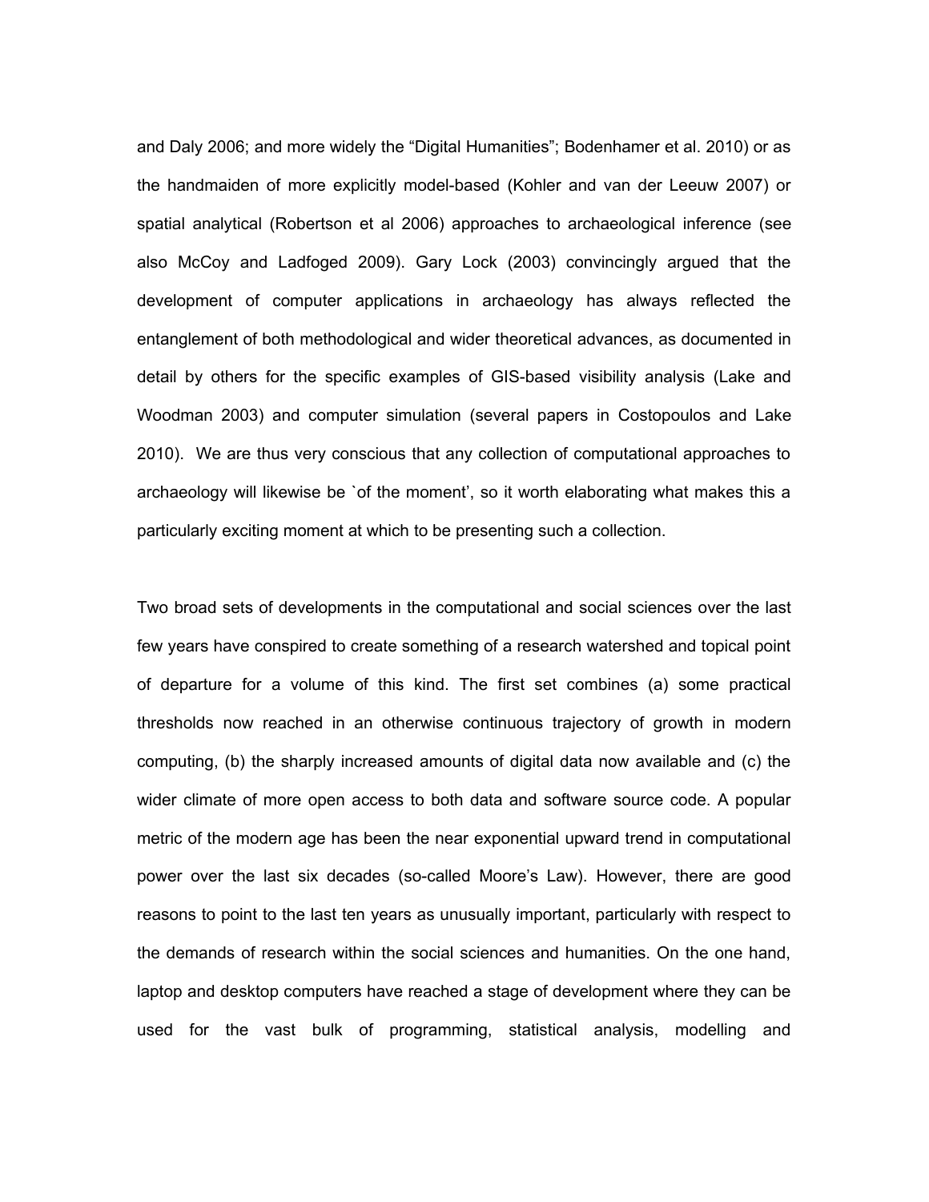and Daly 2006; and more widely the "Digital Humanities"; Bodenhamer et al. 2010) or as the handmaiden of more explicitly model-based (Kohler and van der Leeuw 2007) or spatial analytical (Robertson et al 2006) approaches to archaeological inference (see also McCoy and Ladfoged 2009). Gary Lock (2003) convincingly argued that the development of computer applications in archaeology has always reflected the entanglement of both methodological and wider theoretical advances, as documented in detail by others for the specific examples of GIS-based visibility analysis (Lake and Woodman 2003) and computer simulation (several papers in Costopoulos and Lake 2010). We are thus very conscious that any collection of computational approaches to archaeology will likewise be `of the moment', so it worth elaborating what makes this a particularly exciting moment at which to be presenting such a collection.

Two broad sets of developments in the computational and social sciences over the last few years have conspired to create something of a research watershed and topical point of departure for a volume of this kind. The first set combines (a) some practical thresholds now reached in an otherwise continuous trajectory of growth in modern computing, (b) the sharply increased amounts of digital data now available and (c) the wider climate of more open access to both data and software source code. A popular metric of the modern age has been the near exponential upward trend in computational power over the last six decades (so-called Moore's Law). However, there are good reasons to point to the last ten years as unusually important, particularly with respect to the demands of research within the social sciences and humanities. On the one hand, laptop and desktop computers have reached a stage of development where they can be used for the vast bulk of programming, statistical analysis, modelling and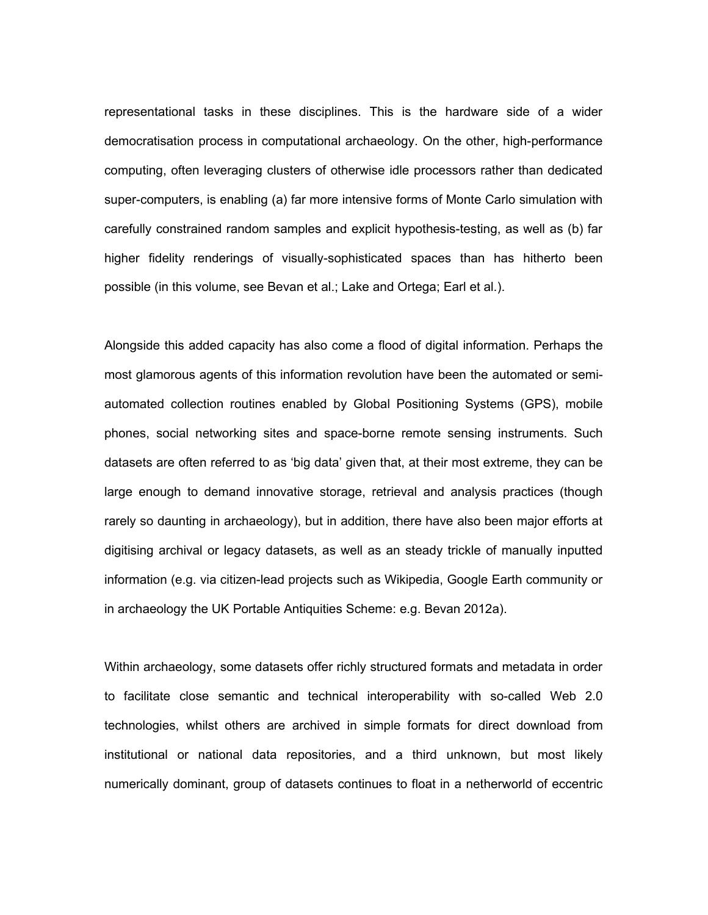representational tasks in these disciplines. This is the hardware side of a wider democratisation process in computational archaeology. On the other, high-performance computing, often leveraging clusters of otherwise idle processors rather than dedicated super-computers, is enabling (a) far more intensive forms of Monte Carlo simulation with carefully constrained random samples and explicit hypothesis-testing, as well as (b) far higher fidelity renderings of visually-sophisticated spaces than has hitherto been possible (in this volume, see Bevan et al.; Lake and Ortega; Earl et al.).

Alongside this added capacity has also come a flood of digital information. Perhaps the most glamorous agents of this information revolution have been the automated or semi-automated collection routines enabled by Global Positioning Systems (GPS), mobile phones, social networking sites and space-borne remote sensing instruments. Such datasets are often referred to as 'big data' given that, at their most extreme, they can be large enough to demand innovative storage, retrieval and analysis practices (though rarely so daunting in archaeology), but in addition, there have also been major efforts at digitising archival or legacy datasets, as well as an steady trickle of manually inputted information (e.g. via citizen-lead projects such as Wikipedia, Google Earth community or in archaeology the UK Portable Antiquities Scheme: e.g. Bevan 2012a).

Within archaeology, some datasets offer richly structured formats and metadata in order to facilitate close semantic and technical interoperability with so-called Web 2.0 technologies, whilst others are archived in simple formats for direct download from institutional or national data repositories, and a third unknown, but most likely numerically dominant, group of datasets continues to float in a netherworld of eccentric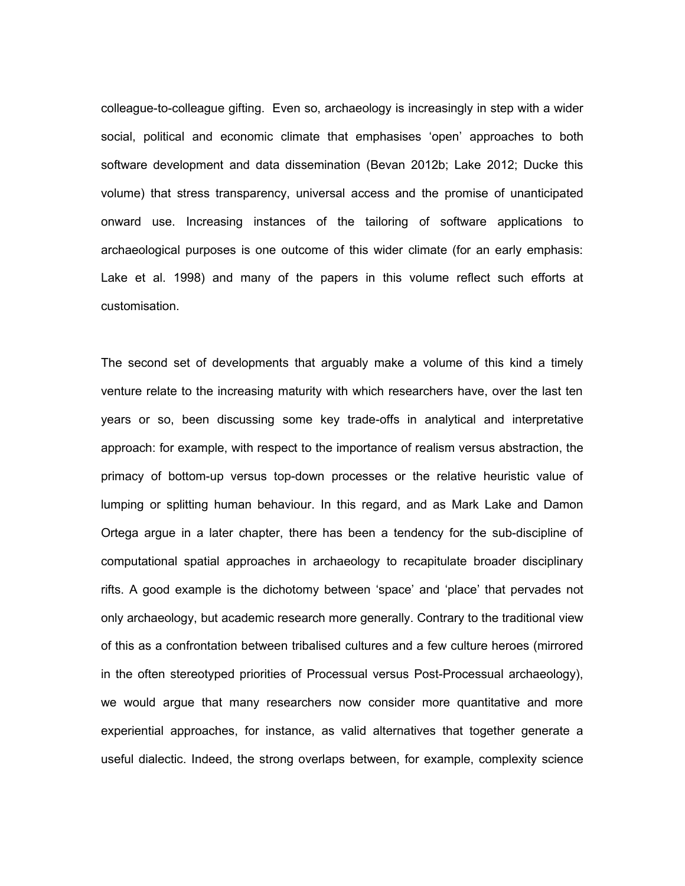colleague-to-colleague gifting. Even so, archaeology is increasingly in step with a wider social, political and economic climate that emphasises 'open' approaches to both software development and data dissemination (Bevan 2012b; Lake 2012; Ducke this volume) that stress transparency, universal access and the promise of unanticipated onward use. Increasing instances of the tailoring of software applications to archaeological purposes is one outcome of this wider climate (for an early emphasis: Lake et al. 1998) and many of the papers in this volume reflect such efforts at customisation.

The second set of developments that arguably make a volume of this kind a timely venture relate to the increasing maturity with which researchers have, over the last ten years or so, been discussing some key trade-offs in analytical and interpretative approach: for example, with respect to the importance of realism versus abstraction, the primacy of bottom-up versus top-down processes or the relative heuristic value of lumping or splitting human behaviour. In this regard, and as Mark Lake and Damon Ortega argue in a later chapter, there has been a tendency for the sub-discipline of computational spatial approaches in archaeology to recapitulate broader disciplinary rifts. A good example is the dichotomy between 'space' and 'place' that pervades not only archaeology, but academic research more generally. Contrary to the traditional view of this as a confrontation between tribalised cultures and a few culture heroes (mirrored in the often stereotyped priorities of Processual versus Post-Processual archaeology), we would argue that many researchers now consider more quantitative and more experiential approaches, for instance, as valid alternatives that together generate a useful dialectic. Indeed, the strong overlaps between, for example, complexity science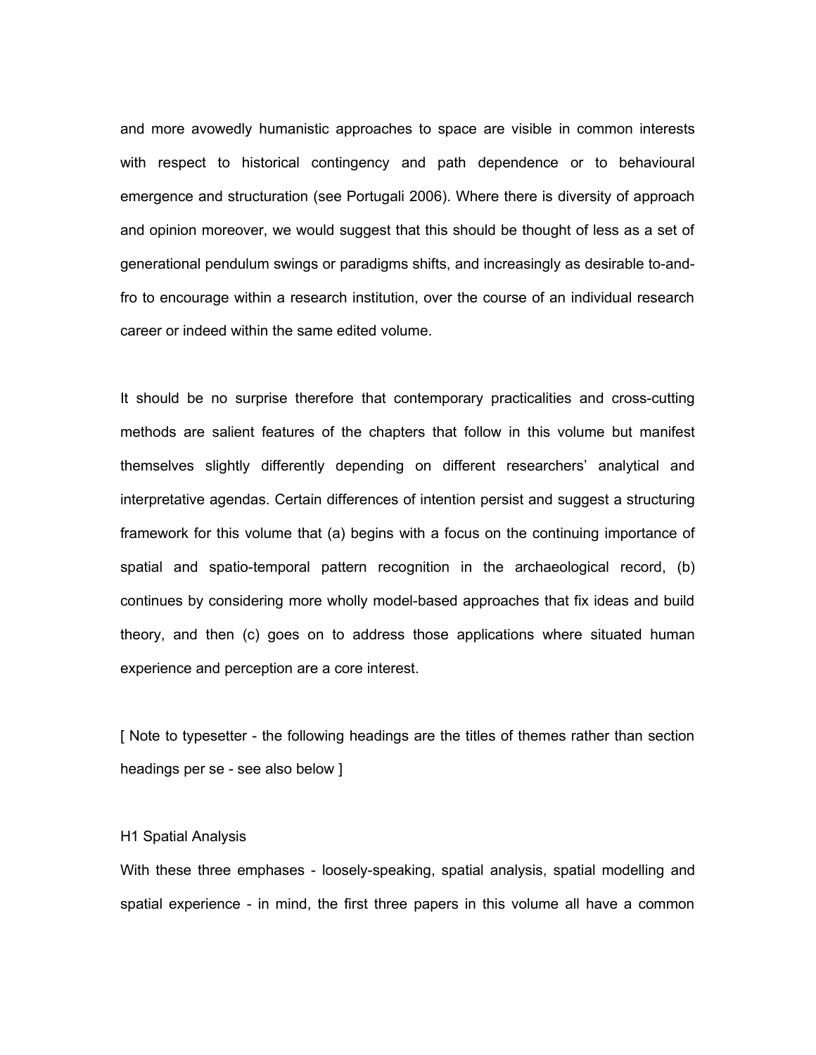and more avowedly humanistic approaches to space are visible in common interests with respect to historical contingency and path dependence or to behavioural emergence and structuration (see Portugali 2006). Where there is diversity of approach and opinion moreover, we would suggest that this should be thought of less as a set of generational pendulum swings or paradigms shifts, and increasingly as desirable to-and-fro to encourage within a research institution, over the course of an individual research career or indeed within the same edited volume.

It should be no surprise therefore that contemporary practicalities and cross-cutting methods are salient features of the chapters that follow in this volume but manifest themselves slightly differently depending on different researchers' analytical and interpretative agendas. Certain differences of intention persist and suggest a structuring framework for this volume that (a) begins with a focus on the continuing importance of spatial and spatio-temporal pattern recognition in the archaeological record, (b) continues by considering more wholly model-based approaches that fix ideas and build theory, and then (c) goes on to address those applications where situated human experience and perception are a core interest.

[ Note to typesetter - the following headings are the titles of themes rather than section headings per se - see also below ]

H1 Spatial Analysis

With these three emphases - loosely-speaking, spatial analysis, spatial modelling and spatial experience - in mind, the first three papers in this volume all have a common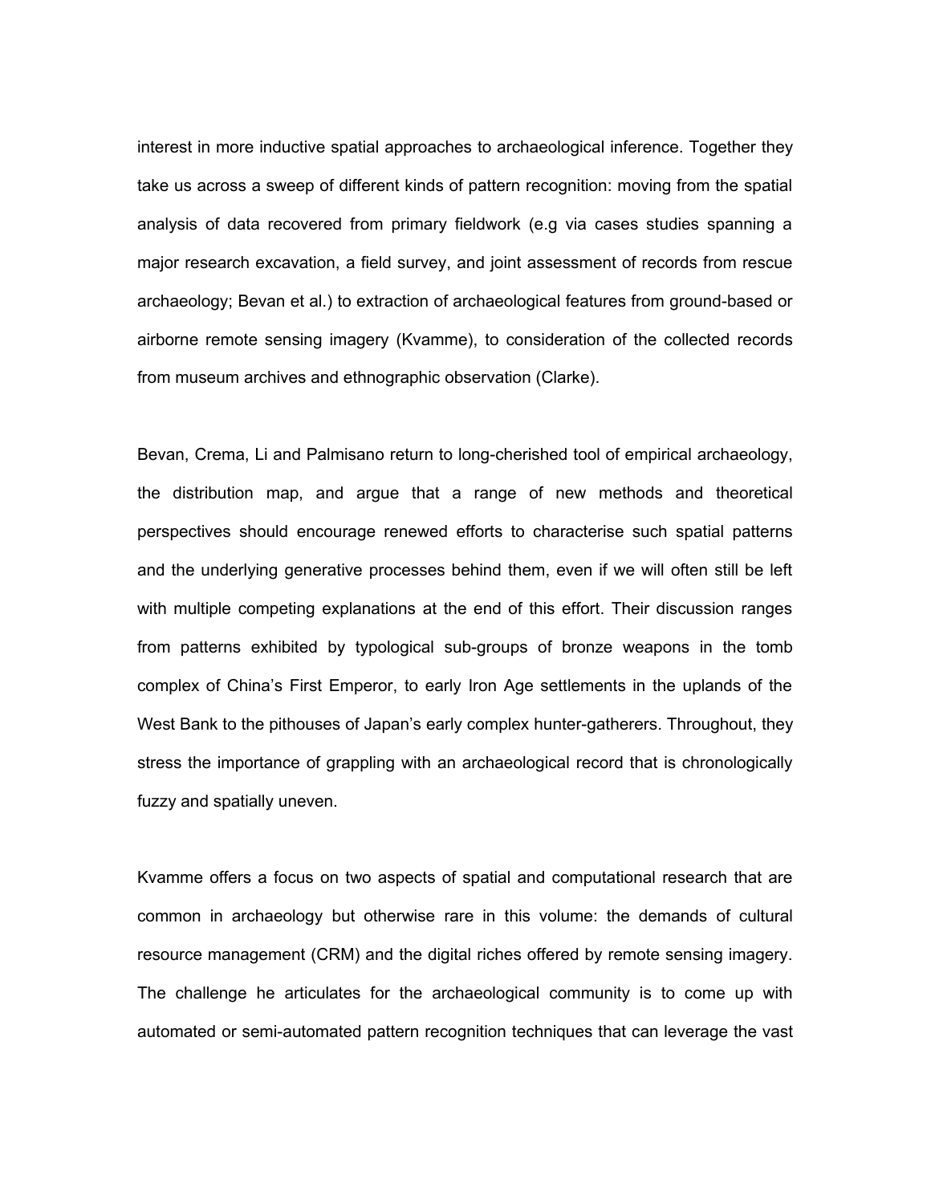interest in more inductive spatial approaches to archaeological inference. Together they take us across a sweep of different kinds of pattern recognition: moving from the spatial analysis of data recovered from primary fieldwork (e.g via cases studies spanning a major research excavation, a field survey, and joint assessment of records from rescue archaeology; Bevan et al.) to extraction of archaeological features from ground-based or airborne remote sensing imagery (Kvamme), to consideration of the collected records from museum archives and ethnographic observation (Clarke).

Bevan, Crema, Li and Palmisano return to long-cherished tool of empirical archaeology, the distribution map, and argue that a range of new methods and theoretical perspectives should encourage renewed efforts to characterise such spatial patterns and the underlying generative processes behind them, even if we will often still be left with multiple competing explanations at the end of this effort. Their discussion ranges from patterns exhibited by typological sub-groups of bronze weapons in the tomb complex of China's First Emperor, to early Iron Age settlements in the uplands of the West Bank to the pithouses of Japan's early complex hunter-gatherers. Throughout, they stress the importance of grappling with an archaeological record that is chronologically fuzzy and spatially uneven.

Kvamme offers a focus on two aspects of spatial and computational research that are common in archaeology but otherwise rare in this volume: the demands of cultural resource management (CRM) and the digital riches offered by remote sensing imagery. The challenge he articulates for the archaeological community is to come up with automated or semi-automated pattern recognition techniques that can leverage the vast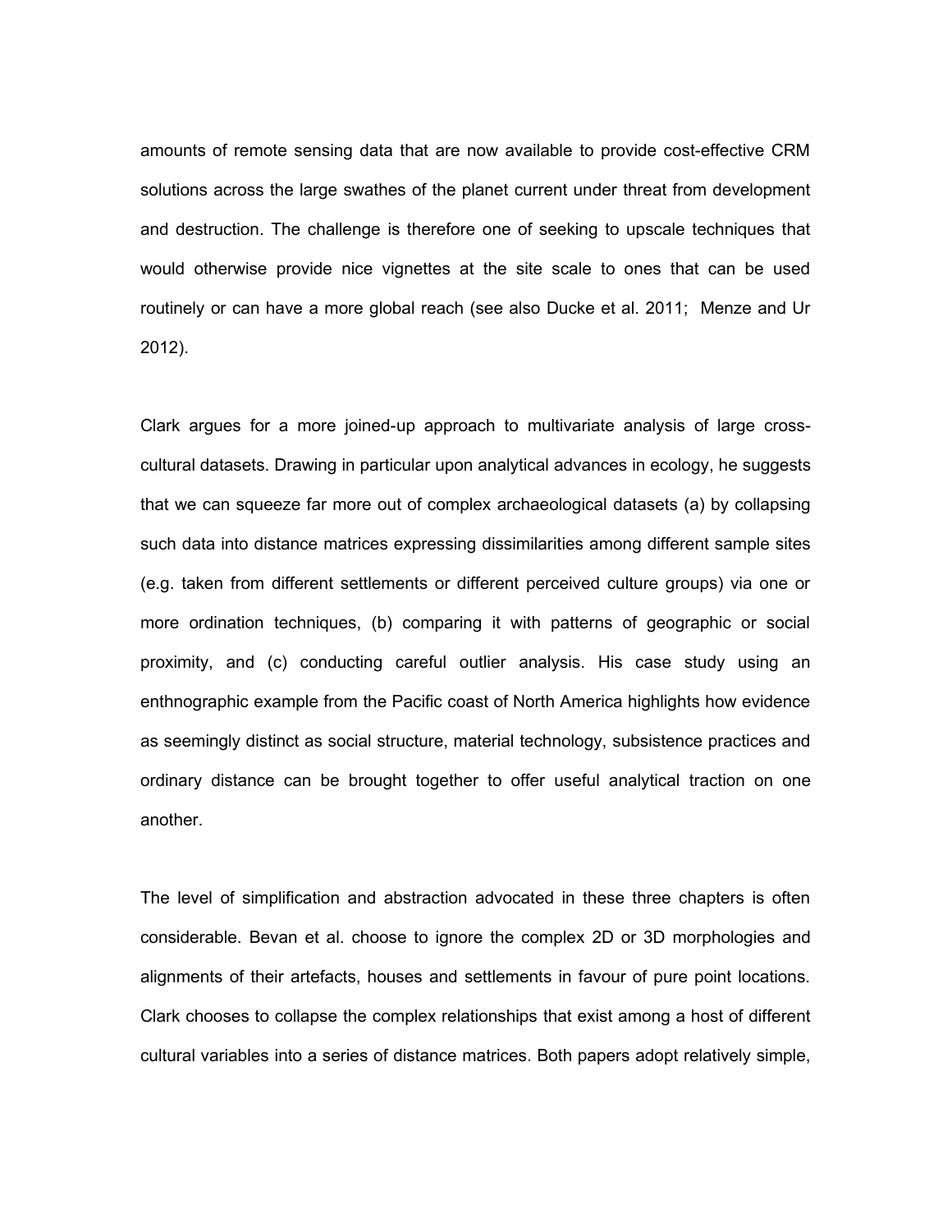amounts of remote sensing data that are now available to provide cost-effective CRM solutions across the large swathes of the planet current under threat from development and destruction. The challenge is therefore one of seeking to upscale techniques that would otherwise provide nice vignettes at the site scale to ones that can be used routinely or can have a more global reach (see also Ducke et al. 2011; Menze and Ur 2012).

Clark argues for a more joined-up approach to multivariate analysis of large cross-cultural datasets. Drawing in particular upon analytical advances in ecology, he suggests that we can squeeze far more out of complex archaeological datasets (a) by collapsing such data into distance matrices expressing dissimilarities among different sample sites (e.g. taken from different settlements or different perceived culture groups) via one or more ordination techniques, (b) comparing it with patterns of geographic or social proximity, and (c) conducting careful outlier analysis. His case study using an enthnographic example from the Pacific coast of North America highlights how evidence as seemingly distinct as social structure, material technology, subsistence practices and ordinary distance can be brought together to offer useful analytical traction on one another.

The level of simplification and abstraction advocated in these three chapters is often considerable. Bevan et al. choose to ignore the complex 2D or 3D morphologies and alignments of their artefacts, houses and settlements in favour of pure point locations. Clark chooses to collapse the complex relationships that exist among a host of different cultural variables into a series of distance matrices. Both papers adopt relatively simple,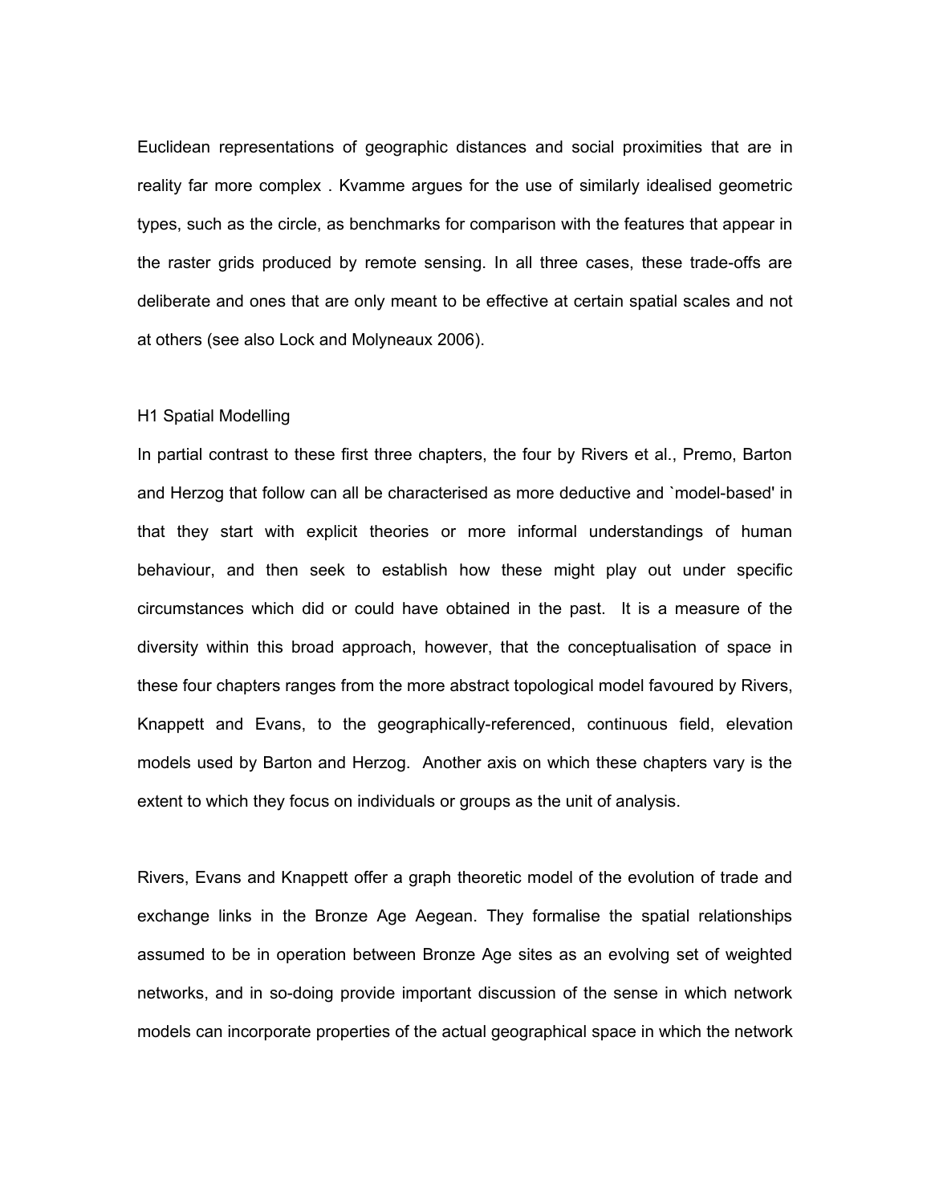Euclidean representations of geographic distances and social proximities that are in reality far more complex . Kvamme argues for the use of similarly idealised geometric types, such as the circle, as benchmarks for comparison with the features that appear in the raster grids produced by remote sensing. In all three cases, these trade-offs are deliberate and ones that are only meant to be effective at certain spatial scales and not at others (see also Lock and Molyneaux 2006).

# H1 Spatial Modelling

In partial contrast to these first three chapters, the four by Rivers et al., Premo, Barton and Herzog that follow can all be characterised as more deductive and `model-based' in that they start with explicit theories or more informal understandings of human behaviour, and then seek to establish how these might play out under specific circumstances which did or could have obtained in the past. It is a measure of the diversity within this broad approach, however, that the conceptualisation of space in these four chapters ranges from the more abstract topological model favoured by Rivers, Knappett and Evans, to the geographically-referenced, continuous field, elevation models used by Barton and Herzog. Another axis on which these chapters vary is the extent to which they focus on individuals or groups as the unit of analysis.

Rivers, Evans and Knappett offer a graph theoretic model of the evolution of trade and exchange links in the Bronze Age Aegean. They formalise the spatial relationships assumed to be in operation between Bronze Age sites as an evolving set of weighted networks, and in so-doing provide important discussion of the sense in which network models can incorporate properties of the actual geographical space in which the network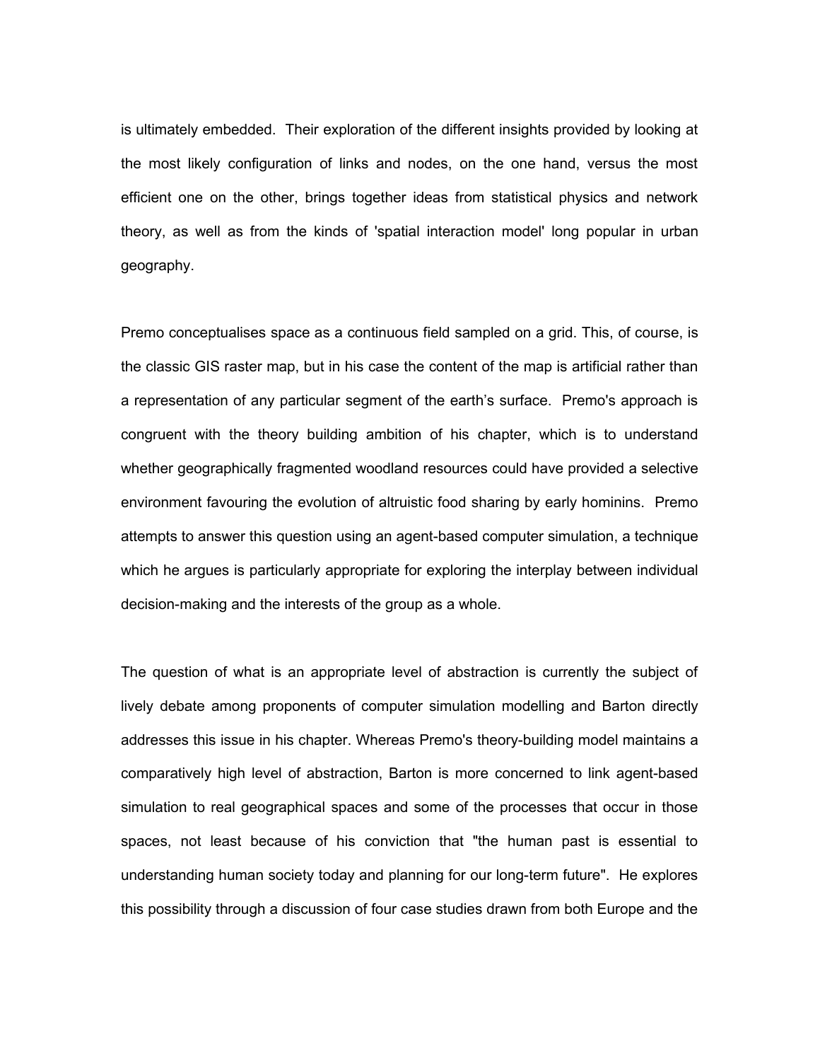is ultimately embedded. Their exploration of the different insights provided by looking at the most likely configuration of links and nodes, on the one hand, versus the most efficient one on the other, brings together ideas from statistical physics and network theory, as well as from the kinds of 'spatial interaction model' long popular in urban geography.

Premo conceptualises space as a continuous field sampled on a grid. This, of course, is the classic GIS raster map, but in his case the content of the map is artificial rather than a representation of any particular segment of the earth's surface. Premo's approach is congruent with the theory building ambition of his chapter, which is to understand whether geographically fragmented woodland resources could have provided a selective environment favouring the evolution of altruistic food sharing by early hominins. Premo attempts to answer this question using an agent-based computer simulation, a technique which he argues is particularly appropriate for exploring the interplay between individual decision-making and the interests of the group as a whole.

The question of what is an appropriate level of abstraction is currently the subject of lively debate among proponents of computer simulation modelling and Barton directly addresses this issue in his chapter. Whereas Premo's theory-building model maintains a comparatively high level of abstraction, Barton is more concerned to link agent-based simulation to real geographical spaces and some of the processes that occur in those spaces, not least because of his conviction that "the human past is essential to understanding human society today and planning for our long-term future". He explores this possibility through a discussion of four case studies drawn from both Europe and the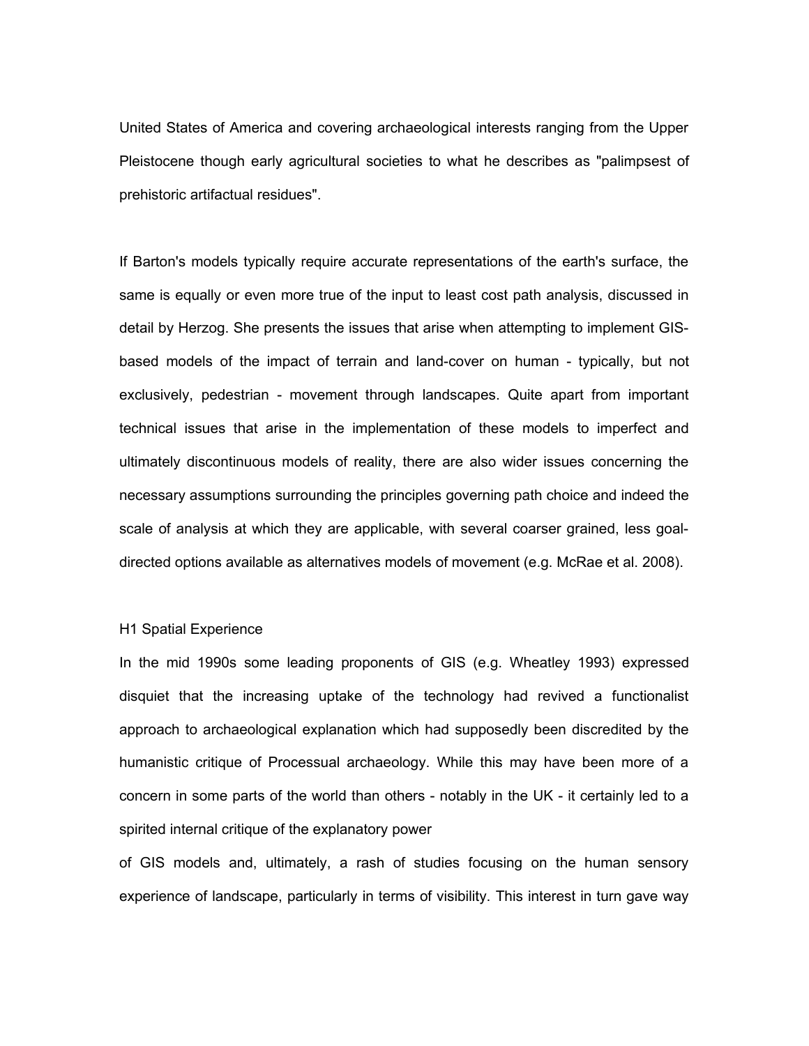United States of America and covering archaeological interests ranging from the Upper Pleistocene though early agricultural societies to what he describes as "palimpsest of prehistoric artifactual residues".

If Barton's models typically require accurate representations of the earth's surface, the same is equally or even more true of the input to least cost path analysis, discussed in detail by Herzog. She presents the issues that arise when attempting to implement GIS-based models of the impact of terrain and land-cover on human - typically, but not exclusively, pedestrian - movement through landscapes. Quite apart from important technical issues that arise in the implementation of these models to imperfect and ultimately discontinuous models of reality, there are also wider issues concerning the necessary assumptions surrounding the principles governing path choice and indeed the scale of analysis at which they are applicable, with several coarser grained, less goal-directed options available as alternatives models of movement (e.g. McRae et al. 2008).

# Spatial Experience

In the mid 1990s some leading proponents of GIS (e.g. Wheatley 1993) expressed disquiet that the increasing uptake of the technology had revived a functionalist approach to archaeological explanation which had supposedly been discredited by the humanistic critique of Processual archaeology. While this may have been more of a concern in some parts of the world than others - notably in the UK - it certainly led to a spirited internal critique of the explanatory power of GIS models and, ultimately, a rash of studies focusing on the human sensory experience of landscape, particularly in terms of visibility. This interest in turn gave way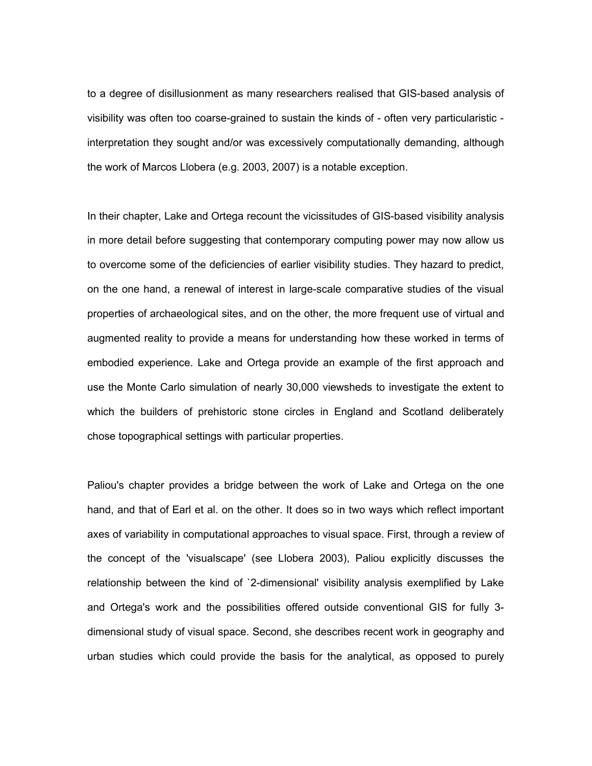to a degree of disillusionment as many researchers realised that GIS-based analysis of visibility was often too coarse-grained to sustain the kinds of - often very particularistic - interpretation they sought and/or was excessively computationally demanding, although the work of Marcos Llobera (e.g. 2003, 2007) is a notable exception.

In their chapter, Lake and Ortega recount the vicissitudes of GIS-based visibility analysis in more detail before suggesting that contemporary computing power may now allow us to overcome some of the deficiencies of earlier visibility studies. They hazard to predict, on the one hand, a renewal of interest in large-scale comparative studies of the visual properties of archaeological sites, and on the other, the more frequent use of virtual and augmented reality to provide a means for understanding how these worked in terms of embodied experience. Lake and Ortega provide an example of the first approach and use the Monte Carlo simulation of nearly 30,000 viewsheds to investigate the extent to which the builders of prehistoric stone circles in England and Scotland deliberately chose topographical settings with particular properties.

Paliou's chapter provides a bridge between the work of Lake and Ortega on the one hand, and that of Earl et al. on the other. It does so in two ways which reflect important axes of variability in computational approaches to visual space. First, through a review of the concept of the 'visualscape' (see Llobera 2003), Paliou explicitly discusses the relationship between the kind of `2-dimensional' visibility analysis exemplified by Lake and Ortega's work and the possibilities offered outside conventional GIS for fully 3-dimensional study of visual space. Second, she describes recent work in geography and urban studies which could provide the basis for the analytical, as opposed to purely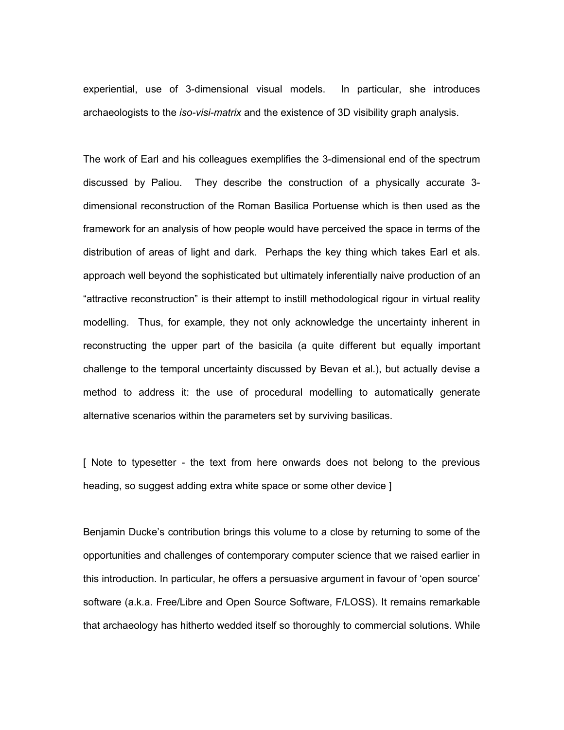experiential, use of 3-dimensional visual models. In particular, she introduces archaeologists to the *iso-visi-matrix* and the existence of 3D visibility graph analysis.

The work of Earl and his colleagues exemplifies the 3-dimensional end of the spectrum discussed by Paliou. They describe the construction of a physically accurate 3-dimensional reconstruction of the Roman Basilica Portuense which is then used as the framework for an analysis of how people would have perceived the space in terms of the distribution of areas of light and dark. Perhaps the key thing which takes Earl et als. approach well beyond the sophisticated but ultimately inferentially naive production of an "attractive reconstruction" is their attempt to instill methodological rigour in virtual reality modelling. Thus, for example, they not only acknowledge the uncertainty inherent in reconstructing the upper part of the basicila (a quite different but equally important challenge to the temporal uncertainty discussed by Bevan et al.), but actually devise a method to address it: the use of procedural modelling to automatically generate alternative scenarios within the parameters set by surviving basilicas.

[ Note to typesetter - the text from here onwards does not belong to the previous heading, so suggest adding extra white space or some other device ]

Benjamin Ducke's contribution brings this volume to a close by returning to some of the opportunities and challenges of contemporary computer science that we raised earlier in this introduction. In particular, he offers a persuasive argument in favour of 'open source' software (a.k.a. Free/Libre and Open Source Software, F/LOSS). It remains remarkable that archaeology has hitherto wedded itself so thoroughly to commercial solutions. While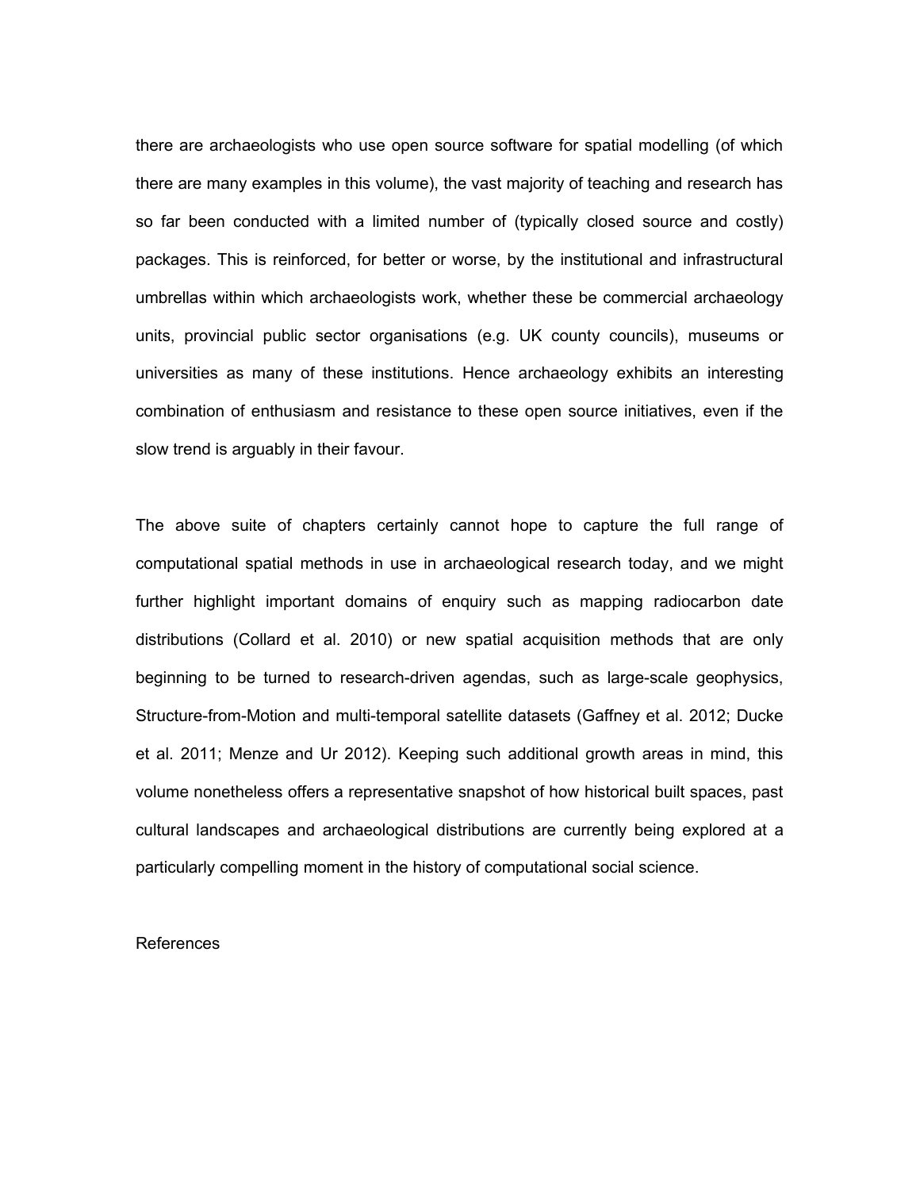there are archaeologists who use open source software for spatial modelling (of which there are many examples in this volume), the vast majority of teaching and research has so far been conducted with a limited number of (typically closed source and costly) packages. This is reinforced, for better or worse, by the institutional and infrastructural umbrellas within which archaeologists work, whether these be commercial archaeology units, provincial public sector organisations (e.g. UK county councils), museums or universities as many of these institutions. Hence archaeology exhibits an interesting combination of enthusiasm and resistance to these open source initiatives, even if the slow trend is arguably in their favour.

The above suite of chapters certainly cannot hope to capture the full range of computational spatial methods in use in archaeological research today, and we might further highlight important domains of enquiry such as mapping radiocarbon date distributions (Collard et al. 2010) or new spatial acquisition methods that are only beginning to be turned to research-driven agendas, such as large-scale geophysics, Structure-from-Motion and multi-temporal satellite datasets (Gaffney et al. 2012; Ducke et al. 2011; Menze and Ur 2012). Keeping such additional growth areas in mind, this volume nonetheless offers a representative snapshot of how historical built spaces, past cultural landscapes and archaeological distributions are currently being explored at a particularly compelling moment in the history of computational social science.

References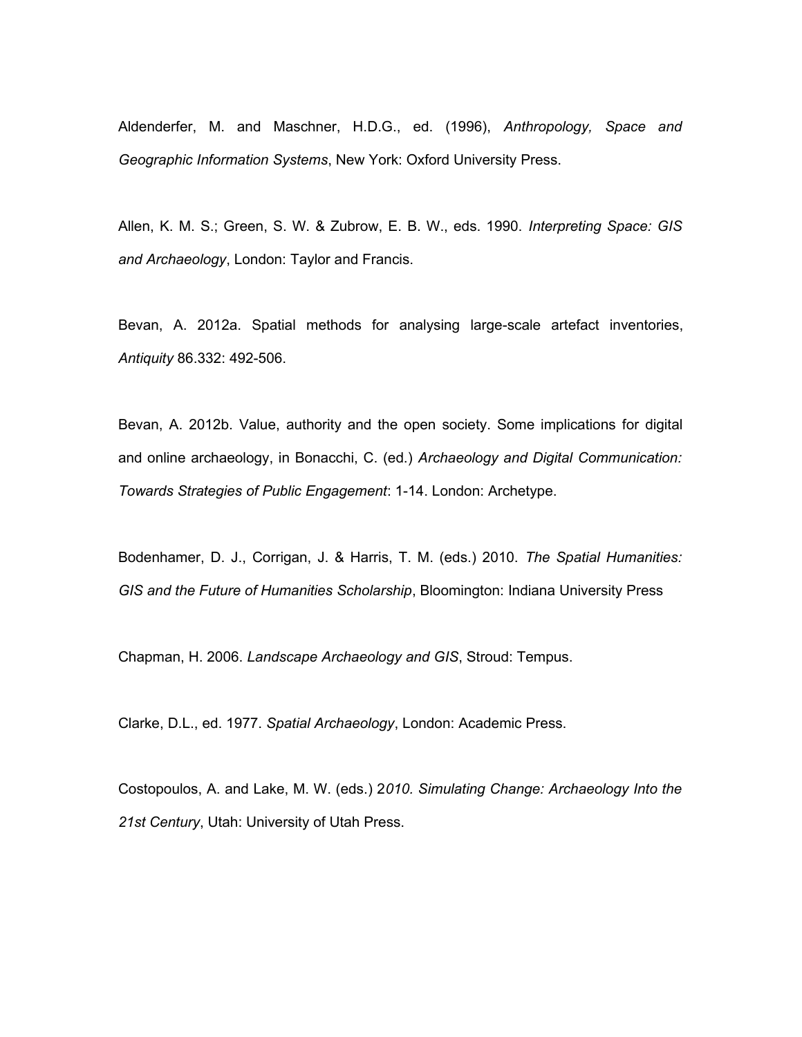Aldenderfer, M. and Maschner, H.D.G., ed. (1996), *Anthropology, Space and Geographic Information Systems*, New York: Oxford University Press.

Allen, K. M. S.; Green, S. W. & Zubrow, E. B. W., eds. 1990. *Interpreting Space: GIS and Archaeology*, London: Taylor and Francis.

Bevan, A. 2012a. Spatial methods for analysing large-scale artefact inventories, *Antiquity* 86.332: 492-506.

Bevan, A. 2012b. Value, authority and the open society. Some implications for digital and online archaeology, in Bonacchi, C. (ed.) *Archaeology and Digital Communication: Towards Strategies of Public Engagement*: 1-14. London: Archetype.

Bodenhamer, D. J., Corrigan, J. & Harris, T. M. (eds.) 2010. *The Spatial Humanities: GIS and the Future of Humanities Scholarship*, Bloomington: Indiana University Press

Chapman, H. 2006. *Landscape Archaeology and GIS*, Stroud: Tempus.

Clarke, D.L., ed. 1977. *Spatial Archaeology*, London: Academic Press.

Costopoulos, A. and Lake, M. W. (eds.) 2*010. Simulating Change: Archaeology Into the 21st Century*, Utah: University of Utah Press.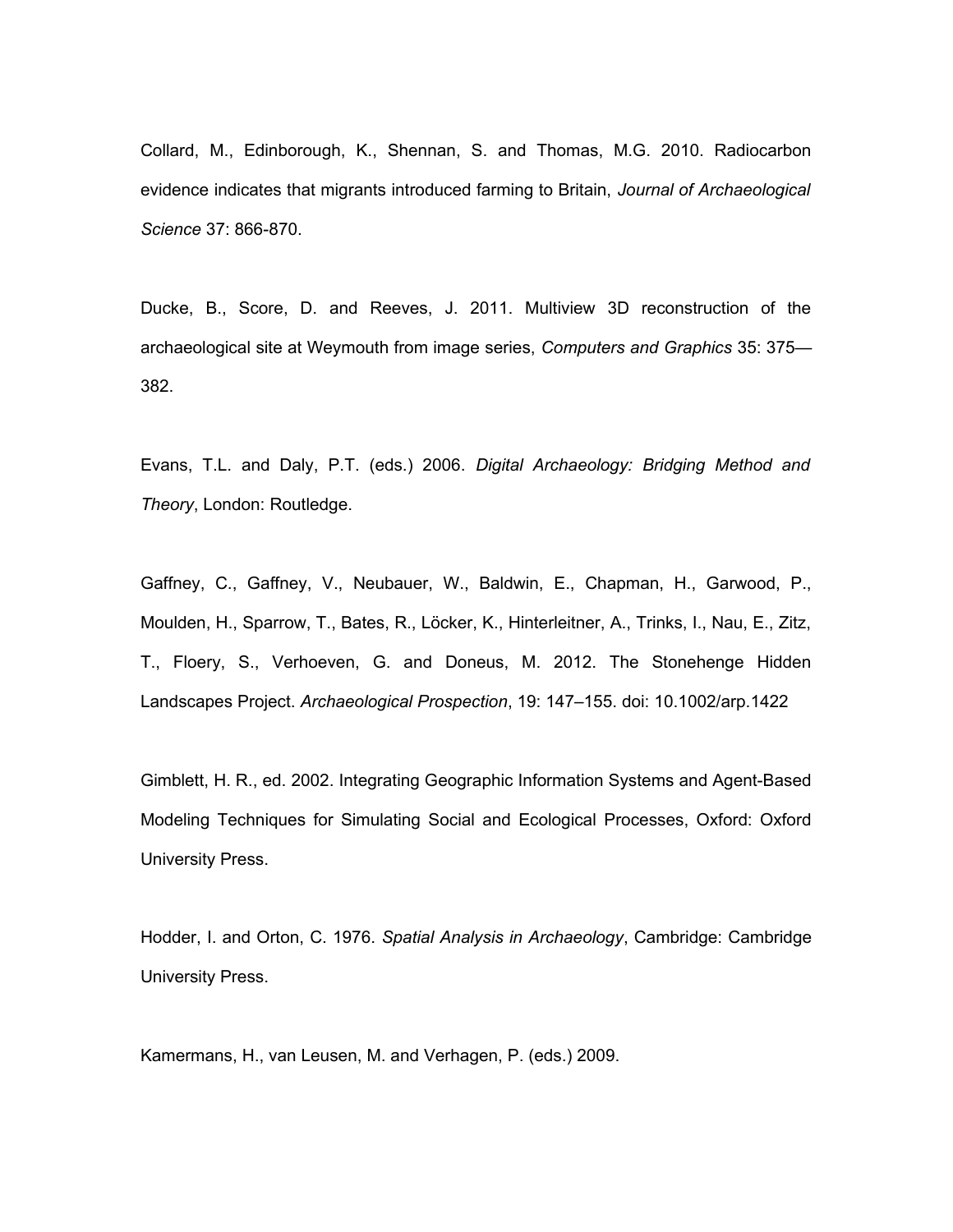Collard, M., Edinborough, K., Shennan, S. and Thomas, M.G. 2010. Radiocarbon evidence indicates that migrants introduced farming to Britain, *Journal of Archaeological Science* 37: 866-870.

Ducke, B., Score, D. and Reeves, J. 2011. Multiview 3D reconstruction of the archaeological site at Weymouth from image series, *Computers and Graphics* 35: 375—382.

Evans, T.L. and Daly, P.T. (eds.) 2006. *Digital Archaeology: Bridging Method and Theory*, London: Routledge.

Gaffney, C., Gaffney, V., Neubauer, W., Baldwin, E., Chapman, H., Garwood, P., Moulden, H., Sparrow, T., Bates, R., Löcker, K., Hinterleitner, A., Trinks, I., Nau, E., Zitz, T., Floery, S., Verhoeven, G. and Doneus, M. 2012. The Stonehenge Hidden Landscapes Project. *Archaeological Prospection*, 19: 147–155. doi: 10.1002/arp.1422

Gimblett, H. R., ed. 2002. Integrating Geographic Information Systems and Agent-Based Modeling Techniques for Simulating Social and Ecological Processes, Oxford: Oxford University Press.

Hodder, I. and Orton, C. 1976. *Spatial Analysis in Archaeology*, Cambridge: Cambridge University Press.

Kamermans, H., van Leusen, M. and Verhagen, P. (eds.) 2009.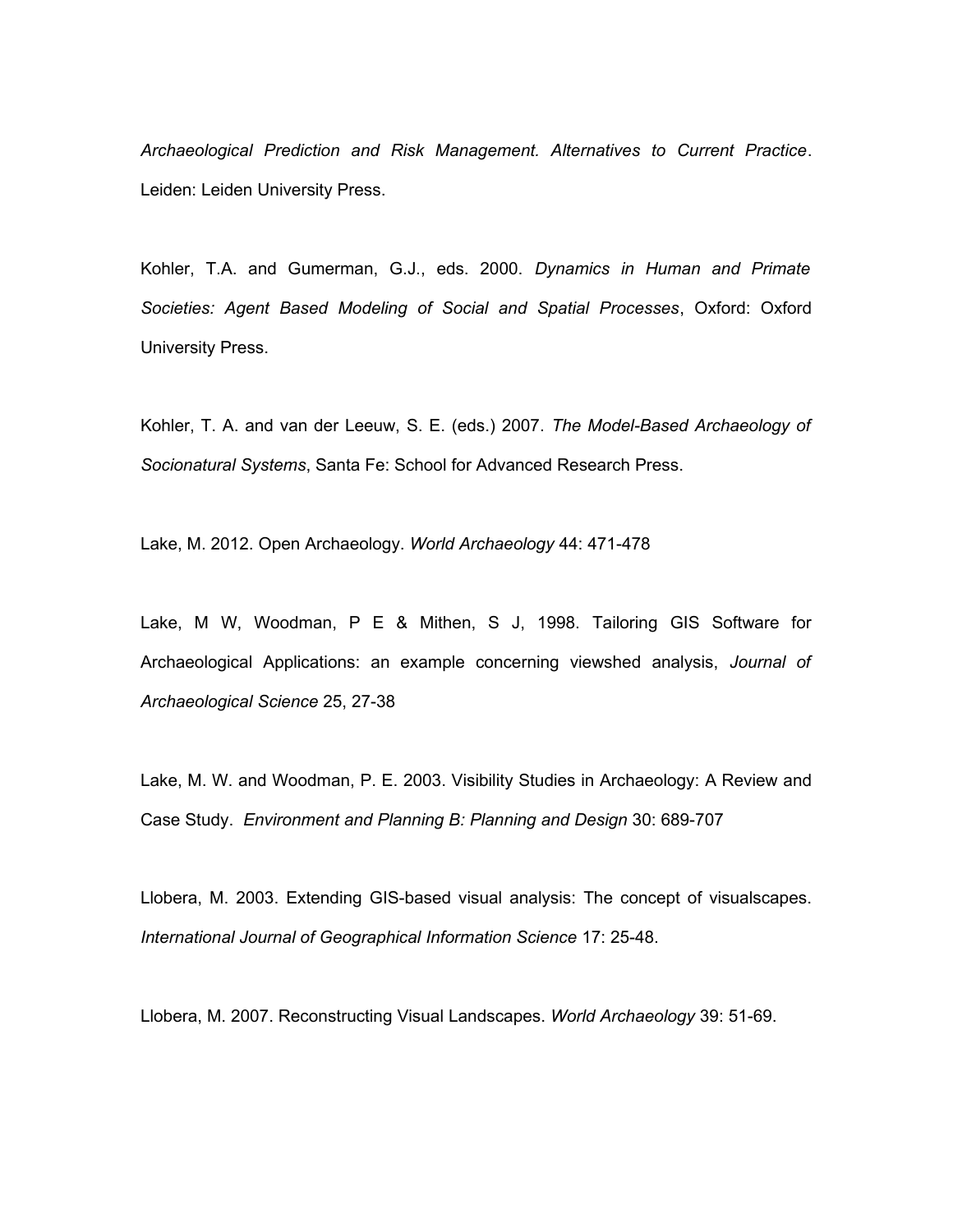*Archaeological Prediction and Risk Management. Alternatives to Current Practice*. Leiden: Leiden University Press.

Kohler, T.A. and Gumerman, G.J., eds. 2000. *Dynamics in Human and Primate Societies: Agent Based Modeling of Social and Spatial Processes*, Oxford: Oxford University Press.

Kohler, T. A. and van der Leeuw, S. E. (eds.) 2007. *The Model-Based Archaeology of Socionatural Systems*, Santa Fe: School for Advanced Research Press.

Lake, M. 2012. Open Archaeology. *World Archaeology* 44: 471-478

Lake, M W, Woodman, P E & Mithen, S J, 1998. Tailoring GIS Software for Archaeological Applications: an example concerning viewshed analysis, *Journal of Archaeological Science* 25, 27-38

Lake, M. W. and Woodman, P. E. 2003. Visibility Studies in Archaeology: A Review and Case Study. *Environment and Planning B: Planning and Design* 30: 689-707

Llobera, M. 2003. Extending GIS-based visual analysis: The concept of visualscapes. *International Journal of Geographical Information Science* 17: 25-48.

Llobera, M. 2007. Reconstructing Visual Landscapes. *World Archaeology* 39: 51-69.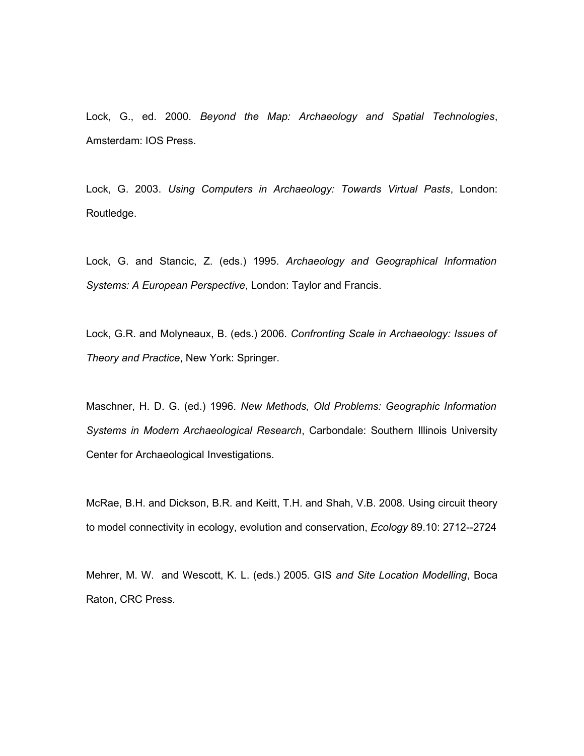Lock, G., ed. 2000. *Beyond the Map: Archaeology and Spatial Technologies*, Amsterdam: IOS Press.

Lock, G. 2003. *Using Computers in Archaeology: Towards Virtual Pasts*, London: Routledge.

Lock, G. and Stancic, Z. (eds.) 1995. *Archaeology and Geographical Information Systems: A European Perspective*, London: Taylor and Francis.

Lock, G.R. and Molyneaux, B. (eds.) 2006. *Confronting Scale in Archaeology: Issues of Theory and Practice*, New York: Springer.

Maschner, H. D. G. (ed.) 1996. *New Methods, Old Problems: Geographic Information Systems in Modern Archaeological Research*, Carbondale: Southern Illinois University Center for Archaeological Investigations.

McRae, B.H. and Dickson, B.R. and Keitt, T.H. and Shah, V.B. 2008. Using circuit theory to model connectivity in ecology, evolution and conservation, *Ecology* 89.10: 2712--2724

Mehrer, M. W. and Wescott, K. L. (eds.) 2005. GIS *and Site Location Modelling*, Boca Raton, CRC Press.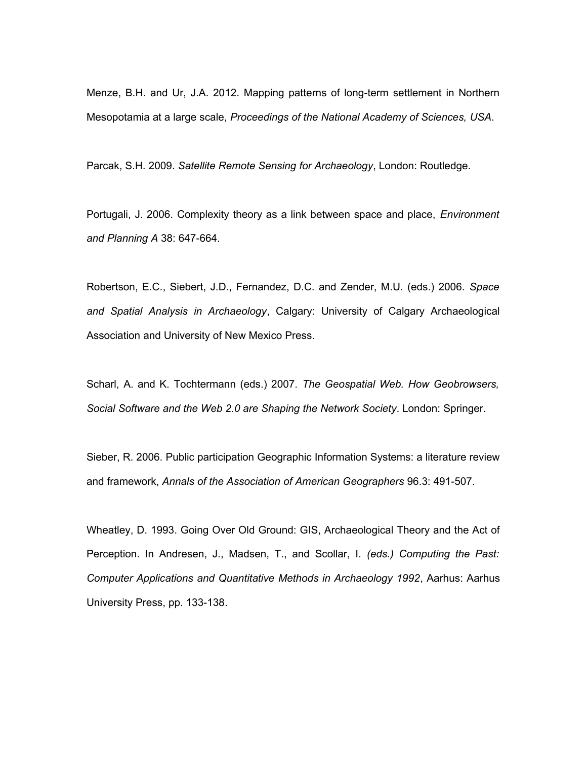Menze, B.H. and Ur, J.A. 2012. Mapping patterns of long-term settlement in Northern Mesopotamia at a large scale, *Proceedings of the National Academy of Sciences, USA*.

Parcak, S.H. 2009. *Satellite Remote Sensing for Archaeology*, London: Routledge.

Portugali, J. 2006. Complexity theory as a link between space and place, *Environment and Planning A* 38: 647-664.

Robertson, E.C., Siebert, J.D., Fernandez, D.C. and Zender, M.U. (eds.) 2006. *Space and Spatial Analysis in Archaeology*, Calgary: University of Calgary Archaeological Association and University of New Mexico Press.

Scharl, A. and K. Tochtermann (eds.) 2007. *The Geospatial Web. How Geobrowsers, Social Software and the Web 2.0 are Shaping the Network Society*. London: Springer.

Sieber, R. 2006. Public participation Geographic Information Systems: a literature review and framework, *Annals of the Association of American Geographers* 96.3: 491-507.

Wheatley, D. 1993. Going Over Old Ground: GIS, Archaeological Theory and the Act of Perception. In Andresen, J., Madsen, T., and Scollar, I. *(eds.) Computing the Past: Computer Applications and Quantitative Methods in Archaeology 1992*, Aarhus: Aarhus University Press, pp. 133-138.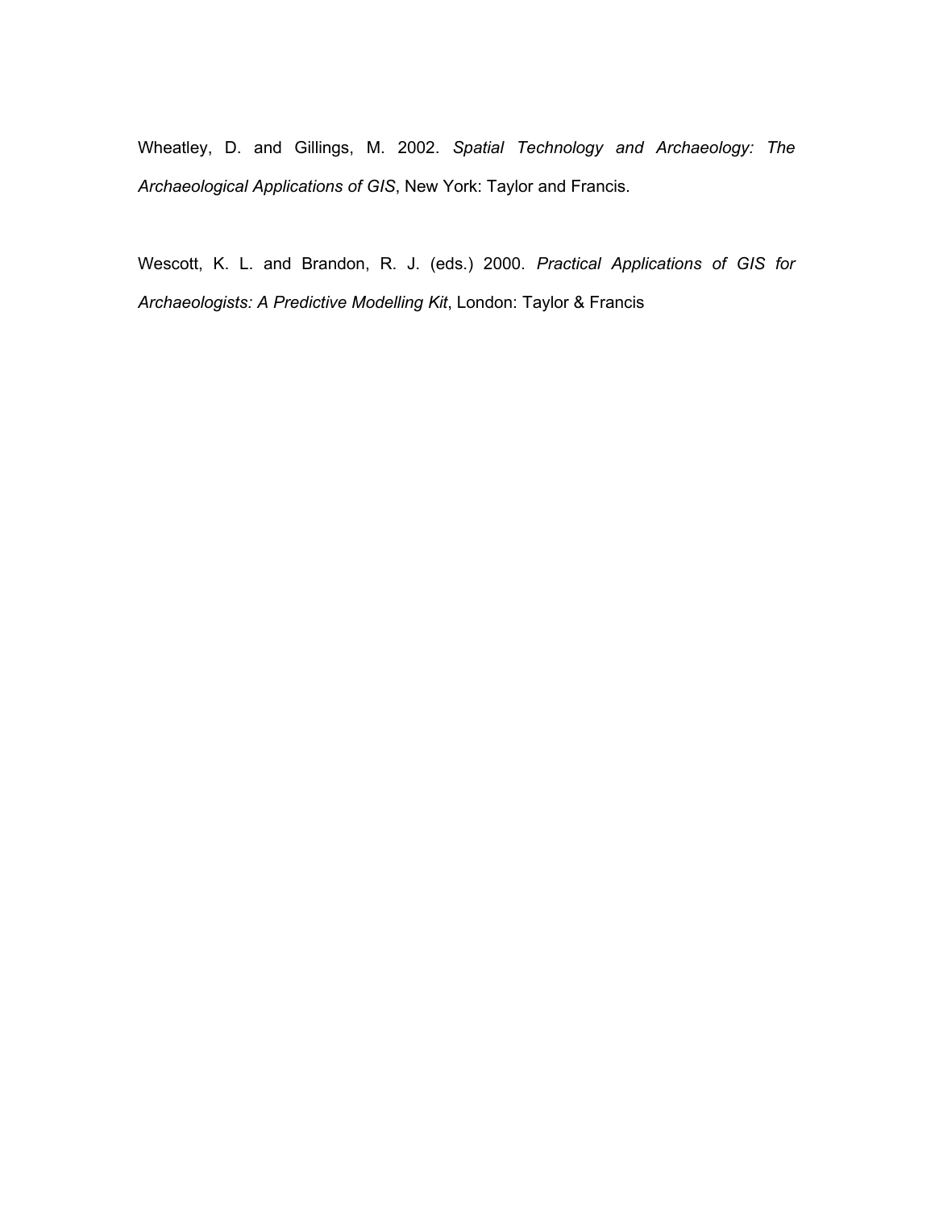Wheatley, D. and Gillings, M. 2002. *Spatial Technology and Archaeology: The Archaeological Applications of GIS*, New York: Taylor and Francis.

Wescott, K. L. and Brandon, R. J. (eds.) 2000. *Practical Applications of GIS for Archaeologists: A Predictive Modelling Kit*, London: Taylor & Francis